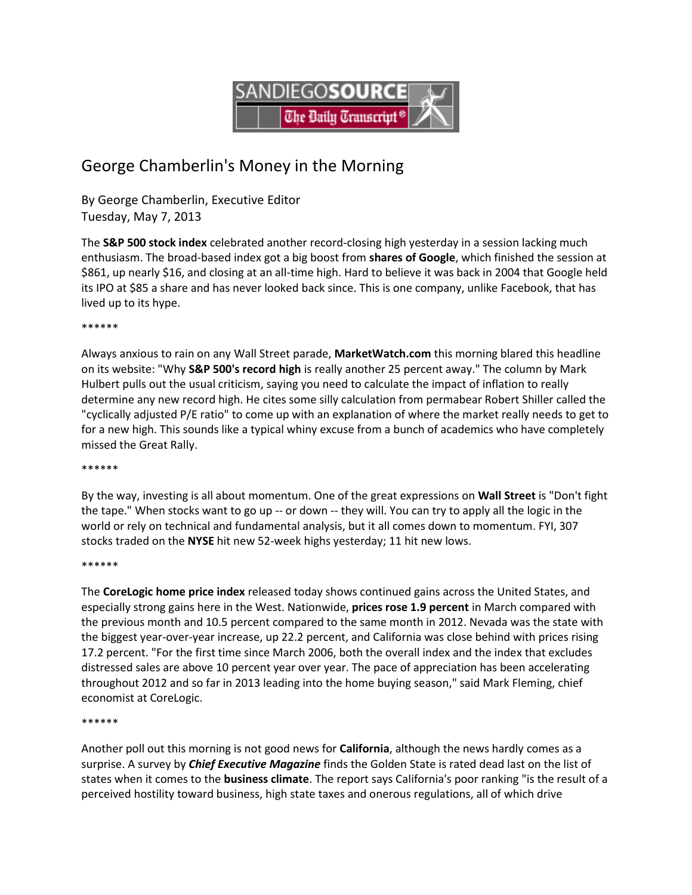SANDIEGOSOURCE The Daily Transcript®

# George Chamberlin's Money in the Morning

By George Chamberlin, Executive Editor
Tuesday, May 7, 2013

The **S&P 500 stock index** celebrated another record-closing high yesterday in a session lacking much enthusiasm. The broad-based index got a big boost from **shares of Google**, which finished the session at $861, up nearly $16, and closing at an all-time high. Hard to believe it was back in 2004 that Google held its IPO at $85 a share and has never looked back since. This is one company, unlike Facebook, that has lived up to its hype.

******

Always anxious to rain on any Wall Street parade, **MarketWatch.com** this morning blared this headline on its website: "Why **S&P 500's record high** is really another 25 percent away." The column by Mark Hulbert pulls out the usual criticism, saying you need to calculate the impact of inflation to really determine any new record high. He cites some silly calculation from permabear Robert Shiller called the "cyclically adjusted P/E ratio" to come up with an explanation of where the market really needs to get to for a new high. This sounds like a typical whiny excuse from a bunch of academics who have completely missed the Great Rally.

******

By the way, investing is all about momentum. One of the great expressions on **Wall Street** is "Don't fight the tape." When stocks want to go up -- or down -- they will. You can try to apply all the logic in the world or rely on technical and fundamental analysis, but it all comes down to momentum. FYI, 307 stocks traded on the **NYSE** hit new 52-week highs yesterday; 11 hit new lows.

******

The **CoreLogic home price index** released today shows continued gains across the United States, and especially strong gains here in the West. Nationwide, **prices rose 1.9 percent** in March compared with the previous month and 10.5 percent compared to the same month in 2012. Nevada was the state with the biggest year-over-year increase, up 22.2 percent, and California was close behind with prices rising 17.2 percent. "For the first time since March 2006, both the overall index and the index that excludes distressed sales are above 10 percent year over year. The pace of appreciation has been accelerating throughout 2012 and so far in 2013 leading into the home buying season," said Mark Fleming, chief economist at CoreLogic.

******

Another poll out this morning is not good news for **California**, although the news hardly comes as a surprise. A survey by ***Chief Executive Magazine*** finds the Golden State is rated dead last on the list of states when it comes to the **business climate**. The report says California's poor ranking "is the result of a perceived hostility toward business, high state taxes and onerous regulations, all of which drive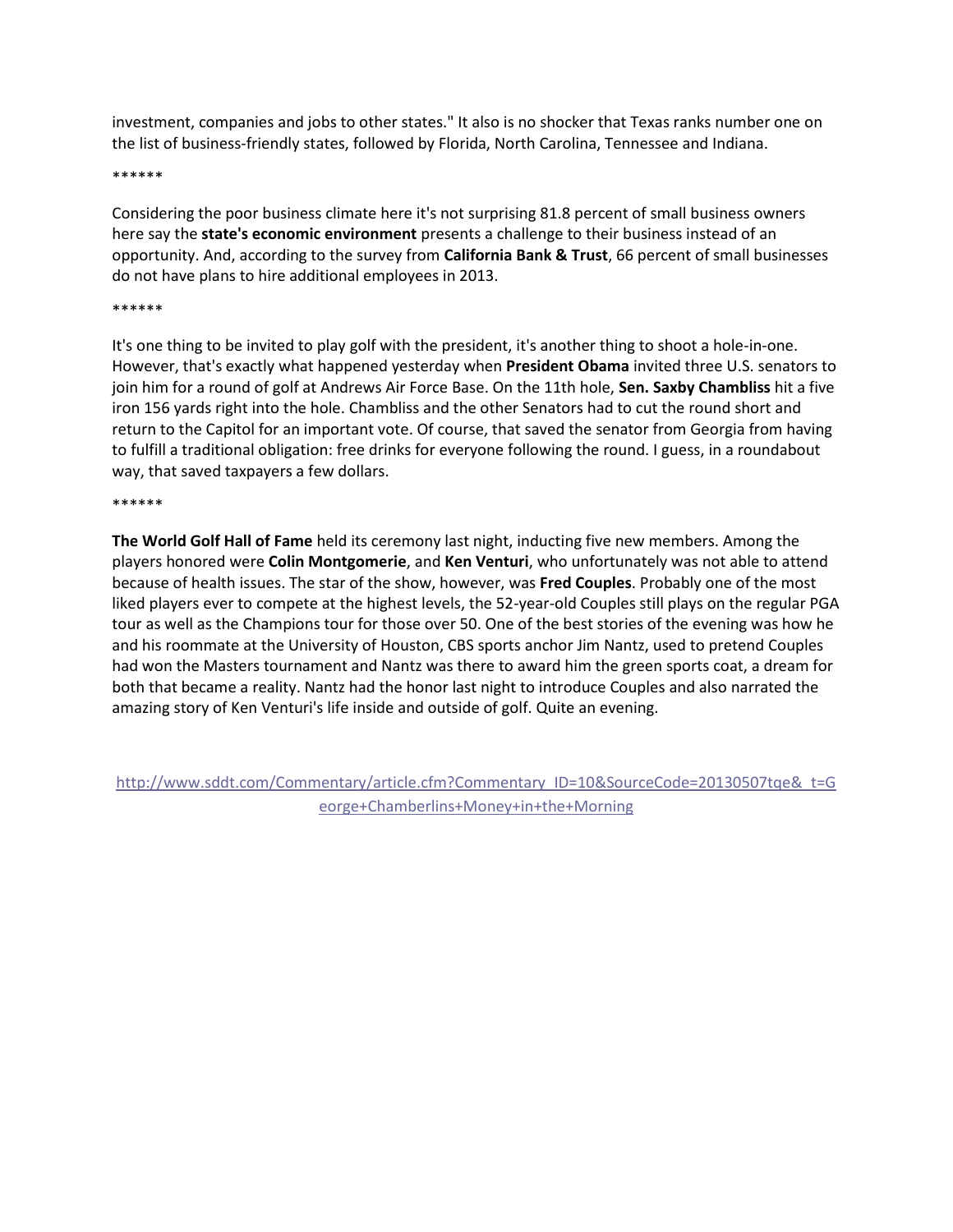investment, companies and jobs to other states." It also is no shocker that Texas ranks number one on the list of business-friendly states, followed by Florida, North Carolina, Tennessee and Indiana.

******

Considering the poor business climate here it's not surprising 81.8 percent of small business owners here say the **state's economic environment** presents a challenge to their business instead of an opportunity. And, according to the survey from **California Bank & Trust**, 66 percent of small businesses do not have plans to hire additional employees in 2013.

******

It's one thing to be invited to play golf with the president, it's another thing to shoot a hole-in-one. However, that's exactly what happened yesterday when **President Obama** invited three U.S. senators to join him for a round of golf at Andrews Air Force Base. On the 11th hole, **Sen. Saxby Chambliss** hit a five iron 156 yards right into the hole. Chambliss and the other Senators had to cut the round short and return to the Capitol for an important vote. Of course, that saved the senator from Georgia from having to fulfill a traditional obligation: free drinks for everyone following the round. I guess, in a roundabout way, that saved taxpayers a few dollars.

******

**The World Golf Hall of Fame** held its ceremony last night, inducting five new members. Among the players honored were **Colin Montgomerie**, and **Ken Venturi**, who unfortunately was not able to attend because of health issues. The star of the show, however, was **Fred Couples**. Probably one of the most liked players ever to compete at the highest levels, the 52-year-old Couples still plays on the regular PGA tour as well as the Champions tour for those over 50. One of the best stories of the evening was how he and his roommate at the University of Houston, CBS sports anchor Jim Nantz, used to pretend Couples had won the Masters tournament and Nantz was there to award him the green sports coat, a dream for both that became a reality. Nantz had the honor last night to introduce Couples and also narrated the amazing story of Ken Venturi's life inside and outside of golf. Quite an evening.

http://www.sddt.com/Commentary/article.cfm?Commentary_ID=10&SourceCode=20130507tqe&_t=George+Chamberlins+Money+in+the+Morning